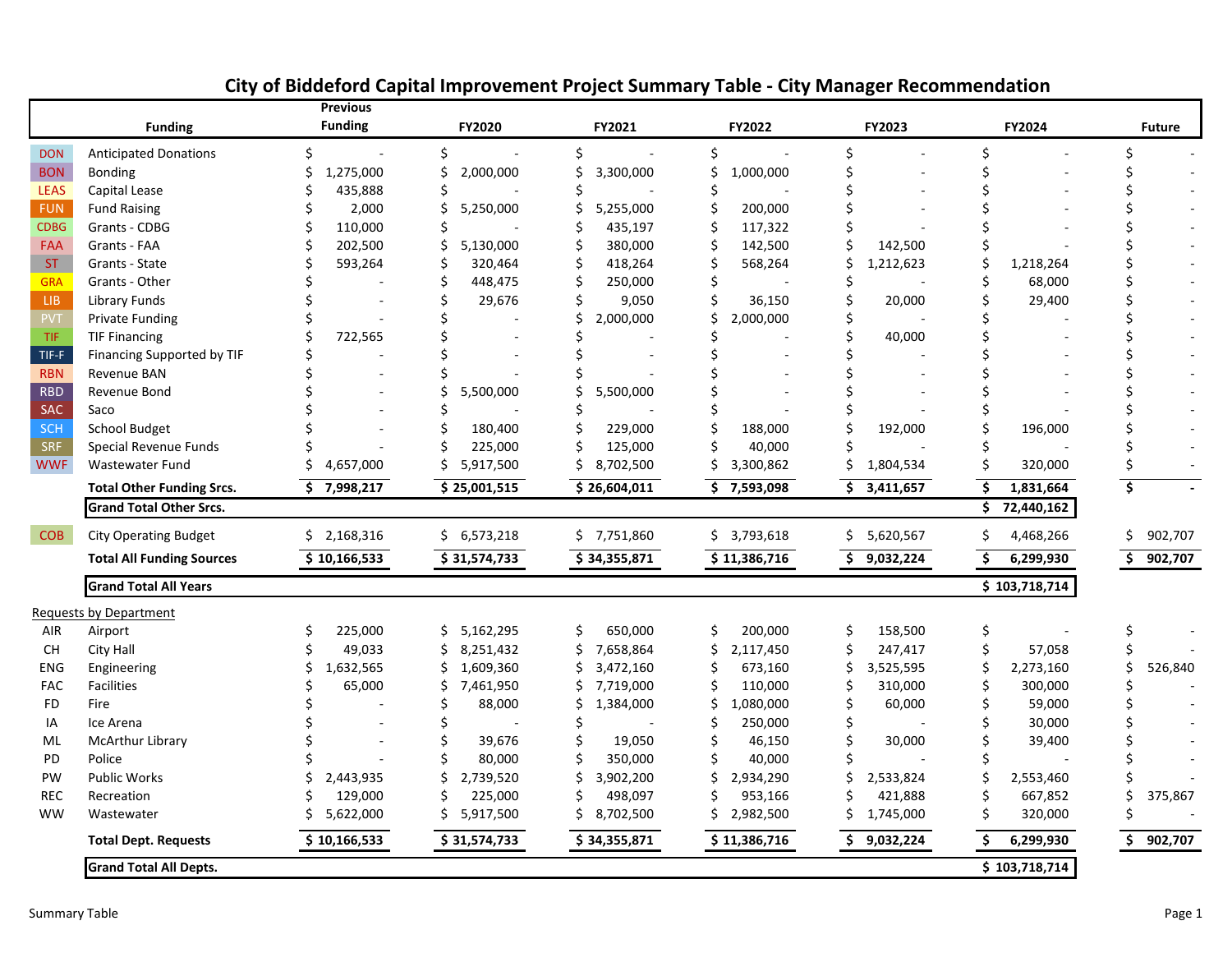# City of Biddeford Capital Improvement Project Summary Table - City Manager Recommendation

| | Funding | Previous Funding | FY2020 | FY2021 | FY2022 | FY2023 | FY2024 | Future |
|---|---|---|---|---|---|---|---|---|
| DON | Anticipated Donations | $ - | $ - | $ - | $ - | $ - | $ - | $ - |
| BON | Bonding | $ 1,275,000 | $ 2,000,000 | $ 3,300,000 | $ 1,000,000 | $ - | $ - | $ - |
| LEAS | Capital Lease | $ 435,888 | $ - | $ - | $ - | $ - | $ - | $ - |
| FUN | Fund Raising | $ 2,000 | $ 5,250,000 | $ 5,255,000 | $ 200,000 | $ - | $ - | $ - |
| CDBG | Grants - CDBG | $ 110,000 | $ - | $ 435,197 | $ 117,322 | $ - | $ - | $ - |
| FAA | Grants - FAA | $ 202,500 | $ 5,130,000 | $ 380,000 | $ 142,500 | $ 142,500 | $ - | $ - |
| ST | Grants - State | $ 593,264 | $ 320,464 | $ 418,264 | $ 568,264 | $ 1,212,623 | $ 1,218,264 | $ - |
| GRA | Grants - Other | $ - | $ 448,475 | $ 250,000 | $ - | $ - | $ 68,000 | $ - |
| LIB | Library Funds | $ - | $ 29,676 | $ 9,050 | $ 36,150 | $ 20,000 | $ 29,400 | $ - |
| PVT | Private Funding | $ - | $ - | $ 2,000,000 | $ 2,000,000 | $ - | $ - | $ - |
| TIF | TIF Financing | $ 722,565 | $ - | $ - | $ - | $ 40,000 | $ - | $ - |
| TIF-F | Financing Supported by TIF | $ - | $ - | $ - | $ - | $ - | $ - | $ - |
| RBN | Revenue BAN | $ - | $ - | $ - | $ - | $ - | $ - | $ - |
| RBD | Revenue Bond | $ - | $ 5,500,000 | $ 5,500,000 | $ - | $ - | $ - | $ - |
| SAC | Saco | $ - | $ - | $ - | $ - | $ - | $ - | $ - |
| SCH | School Budget | $ - | $ 180,400 | $ 229,000 | $ 188,000 | $ 192,000 | $ 196,000 | $ - |
| SRF | Special Revenue Funds | $ - | $ 225,000 | $ 125,000 | $ 40,000 | $ - | $ - | $ - |
| WWF | Wastewater Fund | $ 4,657,000 | $ 5,917,500 | $ 8,702,500 | $ 3,300,862 | $ 1,804,534 | $ 320,000 | $ - |
| | **Total Other Funding Srcs.** | **$ 7,998,217** | **$ 25,001,515** | **$ 26,604,011** | **$ 7,593,098** | **$ 3,411,657** | **$ 1,831,664** | **$ -** |
| | **Grand Total Other Srcs.** | | | | | | **$ 72,440,162** | |
| COB | City Operating Budget | $ 2,168,316 | $ 6,573,218 | $ 7,751,860 | $ 3,793,618 | $ 5,620,567 | $ 4,468,266 | $ 902,707 |
| | **Total All Funding Sources** | **$ 10,166,533** | **$ 31,574,733** | **$ 34,355,871** | **$ 11,386,716** | **$ 9,032,224** | **$ 6,299,930** | **$ 902,707** |
| | **Grand Total All Years** | | | | | | **$ 103,718,714** | |

Requests by Department

| | Department | Previous Funding | FY2020 | FY2021 | FY2022 | FY2023 | FY2024 | Future |
|---|---|---|---|---|---|---|---|---|
| AIR | Airport | $ 225,000 | $ 5,162,295 | $ 650,000 | $ 200,000 | $ 158,500 | $ - | $ - |
| CH | City Hall | $ 49,033 | $ 8,251,432 | $ 7,658,864 | $ 2,117,450 | $ 247,417 | $ 57,058 | $ - |
| ENG | Engineering | $ 1,632,565 | $ 1,609,360 | $ 3,472,160 | $ 673,160 | $ 3,525,595 | $ 2,273,160 | $ 526,840 |
| FAC | Facilities | $ 65,000 | $ 7,461,950 | $ 7,719,000 | $ 110,000 | $ 310,000 | $ 300,000 | $ - |
| FD | Fire | $ - | $ 88,000 | $ 1,384,000 | $ 1,080,000 | $ 60,000 | $ 59,000 | $ - |
| IA | Ice Arena | $ - | $ - | $ - | $ 250,000 | $ - | $ 30,000 | $ - |
| ML | McArthur Library | $ - | $ 39,676 | $ 19,050 | $ 46,150 | $ 30,000 | $ 39,400 | $ - |
| PD | Police | $ - | $ 80,000 | $ 350,000 | $ 40,000 | $ - | $ - | $ - |
| PW | Public Works | $ 2,443,935 | $ 2,739,520 | $ 3,902,200 | $ 2,934,290 | $ 2,533,824 | $ 2,553,460 | $ - |
| REC | Recreation | $ 129,000 | $ 225,000 | $ 498,097 | $ 953,166 | $ 421,888 | $ 667,852 | $ 375,867 |
| WW | Wastewater | $ 5,622,000 | $ 5,917,500 | $ 8,702,500 | $ 2,982,500 | $ 1,745,000 | $ 320,000 | $ - |
| | **Total Dept. Requests** | **$ 10,166,533** | **$ 31,574,733** | **$ 34,355,871** | **$ 11,386,716** | **$ 9,032,224** | **$ 6,299,930** | **$ 902,707** |
| | **Grand Total All Depts.** | | | | | | **$ 103,718,714** | |

Summary Table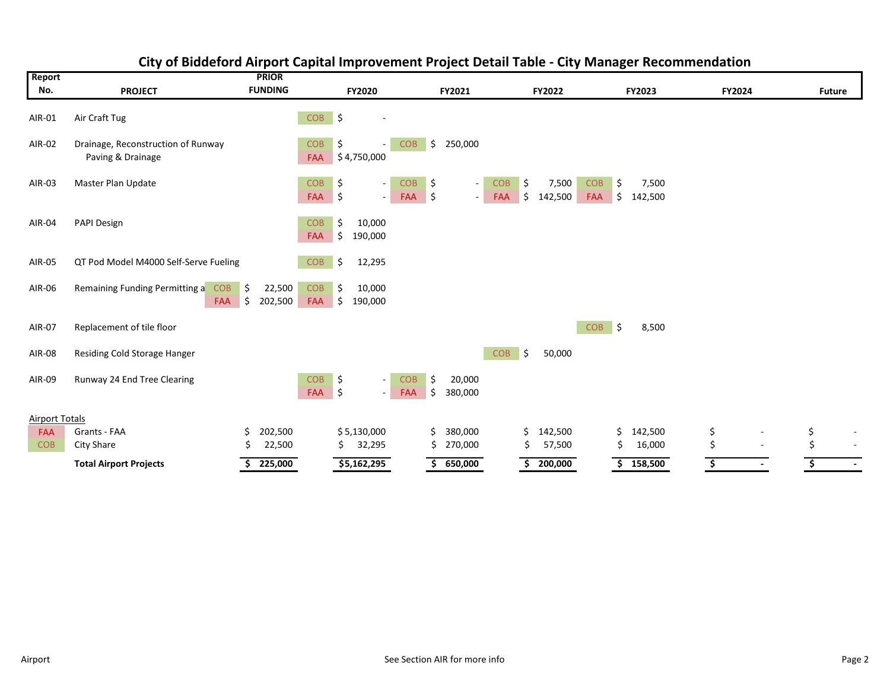# City of Biddeford Airport Capital Improvement Project Detail Table - City Manager Recommendation

| Report No. | PROJECT | | PRIOR FUNDING | | FY2020 | | FY2021 | | FY2022 | | FY2023 | FY2024 | Future |
|---|---|---|---|---|---|---|---|---|---|---|---|---|---|
| AIR-01 | Air Craft Tug | | | COB | $ - | | | | | | | | |
| AIR-02 | Drainage, Reconstruction of Runway Paving & Drainage | | | COB | $ - | COB | $ 250,000 | | | | | | |
| | | | | FAA | $ 4,750,000 | | | | | | | | |
| AIR-03 | Master Plan Update | | | COB | $ - | COB | $ - | COB | $ 7,500 | COB | $ 7,500 | | |
| | | | | FAA | $ - | FAA | $ - | FAA | $ 142,500 | FAA | $ 142,500 | | |
| AIR-04 | PAPI Design | | | COB | $ 10,000 | | | | | | | | |
| | | | | FAA | $ 190,000 | | | | | | | | |
| AIR-05 | QT Pod Model M4000 Self-Serve Fueling | | | COB | $ 12,295 | | | | | | | | |
| AIR-06 | Remaining Funding Permitting a | COB | $ 22,500 | COB | $ 10,000 | | | | | | | | |
| | | FAA | $ 202,500 | FAA | $ 190,000 | | | | | | | | |
| AIR-07 | Replacement of tile floor | | | | | | | | | COB | $ 8,500 | | |
| AIR-08 | Residing Cold Storage Hanger | | | | | | | COB | $ 50,000 | | | | |
| AIR-09 | Runway 24 End Tree Clearing | | | COB | $ - | COB | $ 20,000 | | | | | | |
| | | | | FAA | $ - | FAA | $ 380,000 | | | | | | |
| Airport Totals | | | | | | | | | | | | | |
| FAA | Grants - FAA | | $ 202,500 | | $ 5,130,000 | | $ 380,000 | | $ 142,500 | | $ 142,500 | $ - | $ - |
| COB | City Share | | $ 22,500 | | $ 32,295 | | $ 270,000 | | $ 57,500 | | $ 16,000 | $ - | $ - |
| | **Total Airport Projects** | | **$ 225,000** | | **$5,162,295** | | **$ 650,000** | | **$ 200,000** | | **$ 158,500** | **$ -** | **$ -** |

Airport | See Section AIR for more info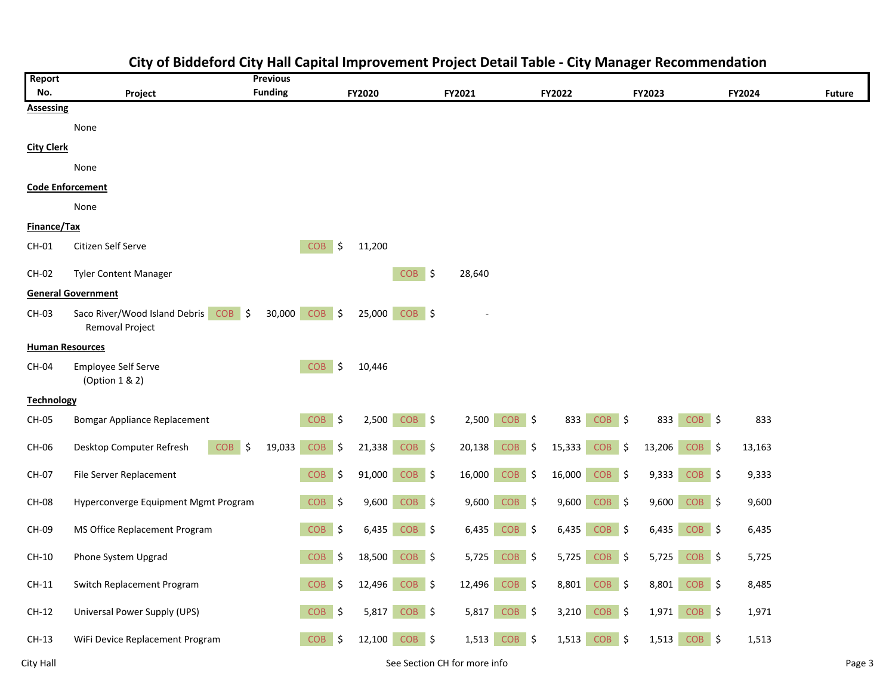# City of Biddeford City Hall Capital Improvement Project Detail Table - City Manager Recommendation

| Report No. | Project | Previous Funding | FY2020 | FY2021 | FY2022 | FY2023 | FY2024 | Future |
|---|---|---|---|---|---|---|---|---|
| **Assessing** | | | | | | | | |
| | None | | | | | | | |
| **City Clerk** | | | | | | | | |
| | None | | | | | | | |
| **Code Enforcement** | | | | | | | | |
| | None | | | | | | | |
| **Finance/Tax** | | | | | | | | |
| CH-01 | Citizen Self Serve | | COB $ 11,200 | | | | | |
| CH-02 | Tyler Content Manager | | | COB $ 28,640 | | | | |
| **General Government** | | | | | | | | |
| CH-03 | Saco River/Wood Island Debris Removal Project | COB $ 30,000 | COB $ 25,000 | COB $ - | | | | |
| **Human Resources** | | | | | | | | |
| CH-04 | Employee Self Serve (Option 1 & 2) | | COB $ 10,446 | | | | | |
| **Technology** | | | | | | | | |
| CH-05 | Bomgar Appliance Replacement | | COB $ 2,500 | COB $ 2,500 | COB $ 833 | COB $ 833 | COB $ 833 | |
| CH-06 | Desktop Computer Refresh | COB $ 19,033 | COB $ 21,338 | COB $ 20,138 | COB $ 15,333 | COB $ 13,206 | COB $ 13,163 | |
| CH-07 | File Server Replacement | | COB $ 91,000 | COB $ 16,000 | COB $ 16,000 | COB $ 9,333 | COB $ 9,333 | |
| CH-08 | Hyperconverge Equipment Mgmt Program | | COB $ 9,600 | COB $ 9,600 | COB $ 9,600 | COB $ 9,600 | COB $ 9,600 | |
| CH-09 | MS Office Replacement Program | | COB $ 6,435 | COB $ 6,435 | COB $ 6,435 | COB $ 6,435 | COB $ 6,435 | |
| CH-10 | Phone System Upgrad | | COB $ 18,500 | COB $ 5,725 | COB $ 5,725 | COB $ 5,725 | COB $ 5,725 | |
| CH-11 | Switch Replacement Program | | COB $ 12,496 | COB $ 12,496 | COB $ 8,801 | COB $ 8,801 | COB $ 8,485 | |
| CH-12 | Universal Power Supply (UPS) | | COB $ 5,817 | COB $ 5,817 | COB $ 3,210 | COB $ 1,971 | COB $ 1,971 | |
| CH-13 | WiFi Device Replacement Program | | COB $ 12,100 | COB $ 1,513 | COB $ 1,513 | COB $ 1,513 | COB $ 1,513 | |

City Hall — See Section CH for more info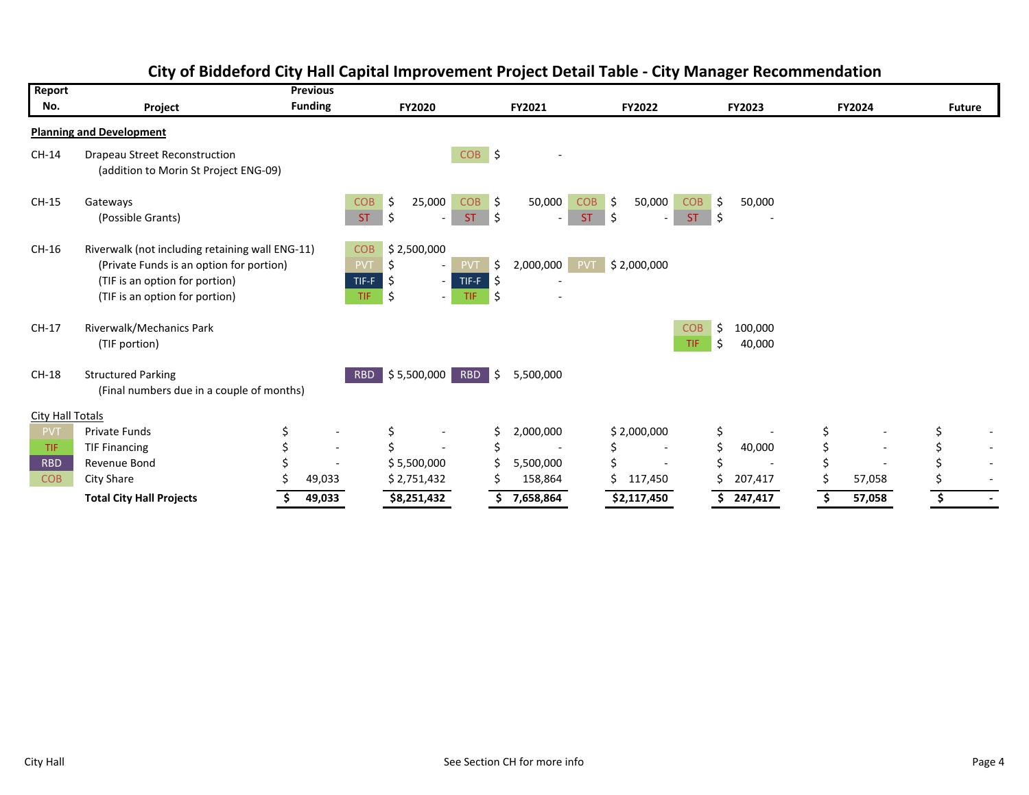# City of Biddeford City Hall Capital Improvement Project Detail Table - City Manager Recommendation

| Report No. | Project | Previous Funding | FY2020 | | FY2021 | | FY2022 | | FY2023 | | FY2024 | Future |
|---|---|---|---|---|---|---|---|---|---|---|---|---|
| **Planning and Development** | | | | | | | | | | | | |
| CH-14 | Drapeau Street Reconstruction | | | COB | $ - | | | | | | | |
| | (addition to Morin St Project ENG-09) | | | | | | | | | | | |
| CH-15 | Gateways | | COB | $ 25,000 | COB | $ 50,000 | COB | $ 50,000 | COB | $ 50,000 | | |
| | (Possible Grants) | | ST | $ - | ST | $ - | ST | $ - | ST | $ - | | |
| CH-16 | Riverwalk (not including retaining wall ENG-11) | | COB | $ 2,500,000 | | | | | | | | |
| | (Private Funds is an option for portion) | | PVT | $ - | PVT | $ 2,000,000 | PVT | $ 2,000,000 | | | | |
| | (TIF is an option for portion) | | TIF-F | $ - | TIF-F | $ - | | | | | | |
| | (TIF is an option for portion) | | TIF | $ - | TIF | $ - | | | | | | |
| CH-17 | Riverwalk/Mechanics Park | | | | | | | | COB | $ 100,000 | | |
| | (TIF portion) | | | | | | | | TIF | $ 40,000 | | |
| CH-18 | Structured Parking | | RBD | $ 5,500,000 | RBD | $ 5,500,000 | | | | | | |
| | (Final numbers due in a couple of months) | | | | | | | | | | | |
| City Hall Totals | | | | | | | | | | | | |
| PVT | Private Funds | $ - | | $ - | | $ 2,000,000 | | $ 2,000,000 | | $ - | $ - | $ - |
| TIF | TIF Financing | $ - | | $ - | | $ - | | $ - | | $ 40,000 | $ - | $ - |
| RBD | Revenue Bond | $ - | | $ 5,500,000 | | $ 5,500,000 | | $ - | | $ - | $ - | $ - |
| COB | City Share | $ 49,033 | | $ 2,751,432 | | $ 158,864 | | $ 117,450 | | $ 207,417 | $ 57,058 | $ - |
| | **Total City Hall Projects** | **$ 49,033** | | **$8,251,432** | | **$ 7,658,864** | | **$2,117,450** | | **$ 247,417** | **$ 57,058** | **$ -** |

City Hall

See Section CH for more info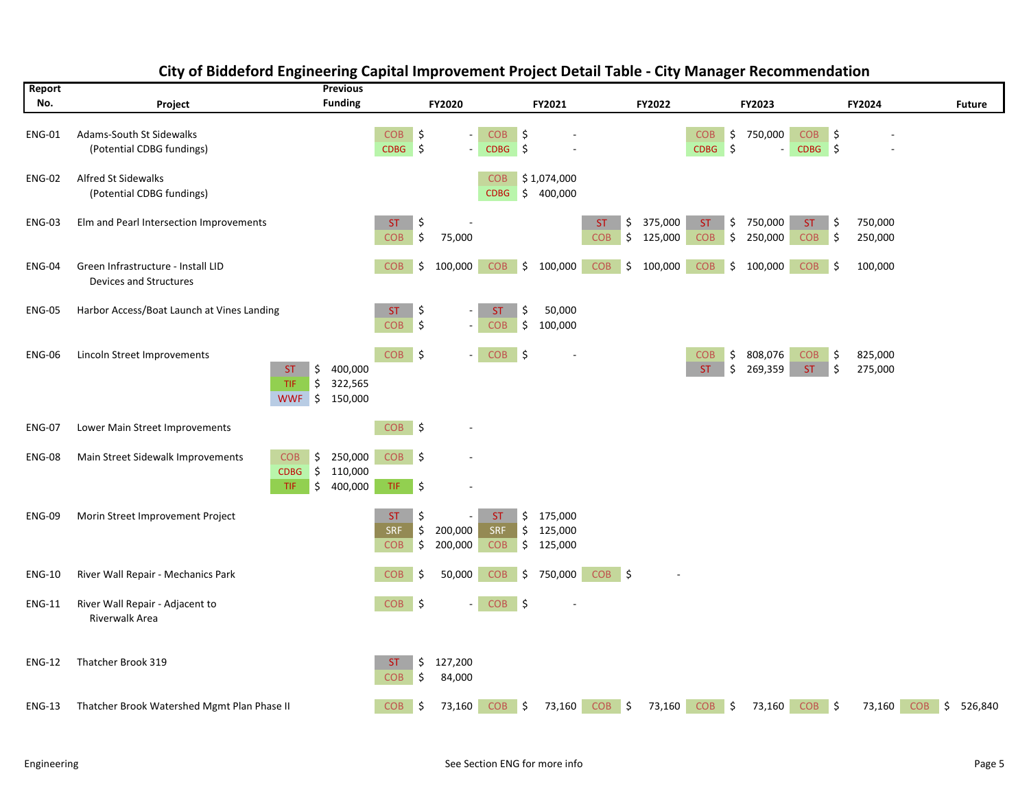# City of Biddeford Engineering Capital Improvement Project Detail Table - City Manager Recommendation

| Report No. | Project | Previous Funding | | FY2020 | | FY2021 | | FY2022 | | FY2023 | | FY2024 | | Future | |
|---|---|---|---|---|---|---|---|---|---|---|---|---|---|---|---|
| ENG-01 | Adams-South St Sidewalks | | | COB | $ - | COB | $ - | | | COB | $ 750,000 | COB | $ - | | |
| | (Potential CDBG fundings) | | | CDBG | $ - | CDBG | $ - | | | CDBG | $ - | CDBG | $ - | | |
| ENG-02 | Alfred St Sidewalks | | | | | COB | $ 1,074,000 | | | | | | | | |
| | (Potential CDBG fundings) | | | | | CDBG | $ 400,000 | | | | | | | | |
| ENG-03 | Elm and Pearl Intersection Improvements | | | ST | $ - | | | ST | $ 375,000 | ST | $ 750,000 | ST | $ 750,000 | | |
| | | | | COB | $ 75,000 | | | COB | $ 125,000 | COB | $ 250,000 | COB | $ 250,000 | | |
| ENG-04 | Green Infrastructure - Install LID Devices and Structures | | | COB | $ 100,000 | COB | $ 100,000 | COB | $ 100,000 | COB | $ 100,000 | COB | $ 100,000 | | |
| ENG-05 | Harbor Access/Boat Launch at Vines Landing | | | ST | $ - | ST | $ 50,000 | | | | | | | | |
| | | | | COB | $ - | COB | $ 100,000 | | | | | | | | |
| ENG-06 | Lincoln Street Improvements | | | COB | $ - | COB | $ - | | | COB | $ 808,076 | COB | $ 825,000 | | |
| | | ST | $ 400,000 | | | | | | | ST | $ 269,359 | ST | $ 275,000 | | |
| | | TIF | $ 322,565 | | | | | | | | | | | | |
| | | WWF | $ 150,000 | | | | | | | | | | | | |
| ENG-07 | Lower Main Street Improvements | | | COB | $ - | | | | | | | | | | |
| ENG-08 | Main Street Sidewalk Improvements | COB | $ 250,000 | COB | $ - | | | | | | | | | | |
| | | CDBG | $ 110,000 | | | | | | | | | | | | |
| | | TIF | $ 400,000 | TIF | $ - | | | | | | | | | | |
| ENG-09 | Morin Street Improvement Project | | | ST | $ - | ST | $ 175,000 | | | | | | | | |
| | | | | SRF | $ 200,000 | SRF | $ 125,000 | | | | | | | | |
| | | | | COB | $ 200,000 | COB | $ 125,000 | | | | | | | | |
| ENG-10 | River Wall Repair - Mechanics Park | | | COB | $ 50,000 | COB | $ 750,000 | COB | $ - | | | | | | |
| ENG-11 | River Wall Repair - Adjacent to Riverwalk Area | | | COB | $ - | COB | $ - | | | | | | | | |
| ENG-12 | Thatcher Brook 319 | | | ST | $ 127,200 | | | | | | | | | | |
| | | | | COB | $ 84,000 | | | | | | | | | | |
| ENG-13 | Thatcher Brook Watershed Mgmt Plan Phase II | | | COB | $ 73,160 | COB | $ 73,160 | COB | $ 73,160 | COB | $ 73,160 | COB | $ 73,160 | COB | $ 526,840 |

Engineering — See Section ENG for more info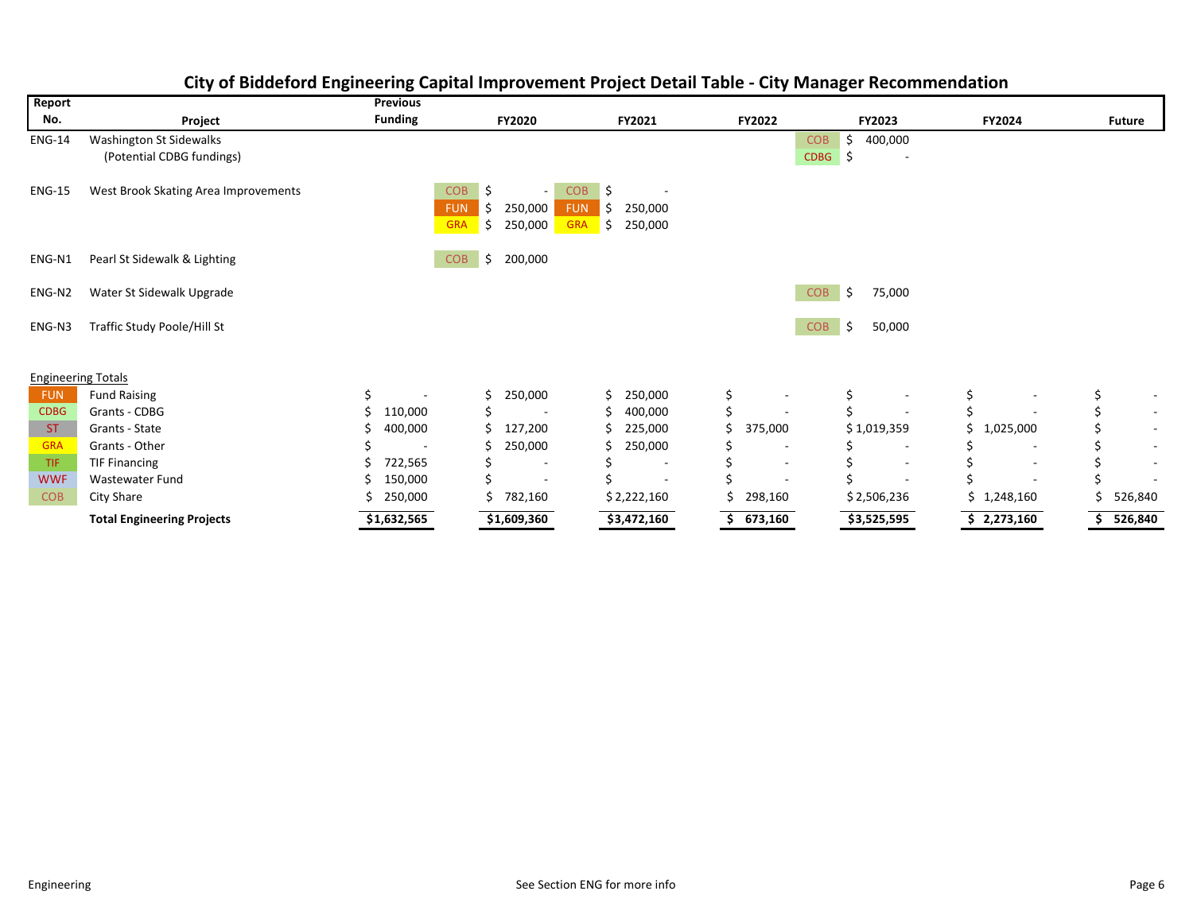# City of Biddeford Engineering Capital Improvement Project Detail Table - City Manager Recommendation

| Report No. | Project | Previous Funding | | FY2020 | | FY2021 | FY2022 | | FY2023 | FY2024 | Future |
|---|---|---|---|---|---|---|---|---|---|---|---|
| ENG-14 | Washington St Sidewalks | | | | | | | COB | $ 400,000 | | |
| | (Potential CDBG fundings) | | | | | | | CDBG | $ - | | |
| ENG-15 | West Brook Skating Area Improvements | | COB | $ - | COB | $ - | | | | | |
| | | | FUN | $ 250,000 | FUN | $ 250,000 | | | | | |
| | | | GRA | $ 250,000 | GRA | $ 250,000 | | | | | |
| ENG-N1 | Pearl St Sidewalk & Lighting | | COB | $ 200,000 | | | | | | | |
| ENG-N2 | Water St Sidewalk Upgrade | | | | | | | COB | $ 75,000 | | |
| ENG-N3 | Traffic Study Poole/Hill St | | | | | | | COB | $ 50,000 | | |

**Engineering Totals**

| Code | Source | Previous Funding | FY2020 | FY2021 | FY2022 | FY2023 | FY2024 | Future |
|---|---|---|---|---|---|---|---|---|
| FUN | Fund Raising | $ - | $ 250,000 | $ 250,000 | $ - | $ - | $ - | $ - |
| CDBG | Grants - CDBG | $ 110,000 | $ - | $ 400,000 | $ - | $ - | $ - | $ - |
| ST | Grants - State | $ 400,000 | $ 127,200 | $ 225,000 | $ 375,000 | $ 1,019,359 | $ 1,025,000 | $ - |
| GRA | Grants - Other | $ - | $ 250,000 | $ 250,000 | $ - | $ - | $ - | $ - |
| TIF | TIF Financing | $ 722,565 | $ - | $ - | $ - | $ - | $ - | $ - |
| WWF | Wastewater Fund | $ 150,000 | $ - | $ - | $ - | $ - | $ - | $ - |
| COB | City Share | $ 250,000 | $ 782,160 | $ 2,222,160 | $ 298,160 | $ 2,506,236 | $ 1,248,160 | $ 526,840 |
| | **Total Engineering Projects** | **$1,632,565** | **$1,609,360** | **$3,472,160** | **$ 673,160** | **$3,525,595** | **$ 2,273,160** | **$ 526,840** |

Engineering | See Section ENG for more info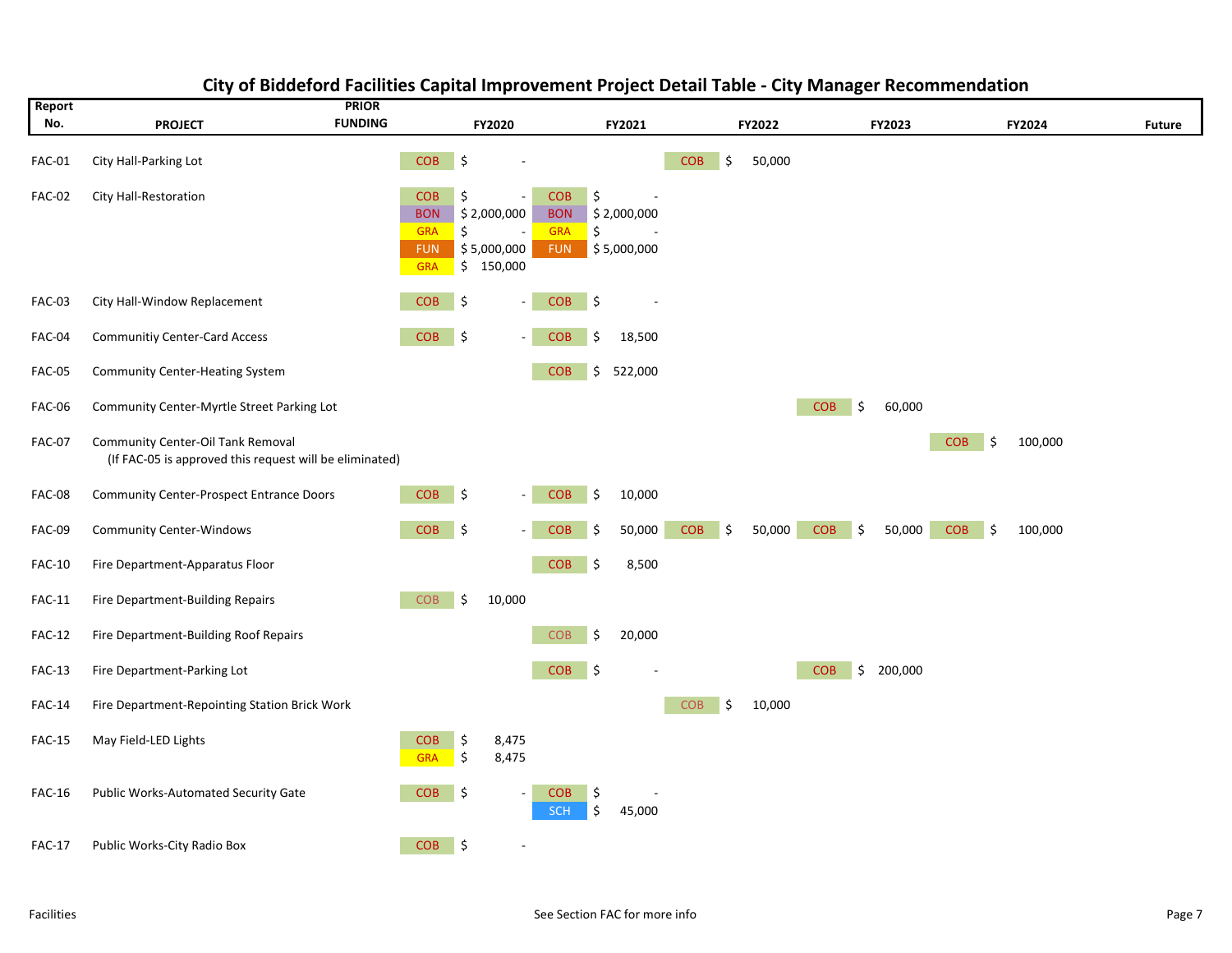# City of Biddeford Facilities Capital Improvement Project Detail Table - City Manager Recommendation

| Report No. | PROJECT | PRIOR FUNDING | FY2020 | FY2021 | FY2022 | FY2023 | FY2024 | Future |
|---|---|---|---|---|---|---|---|---|
| FAC-01 | City Hall-Parking Lot | | COB $ - | | COB $ 50,000 | | | |
| FAC-02 | City Hall-Restoration | | COB $ -<br>BON $ 2,000,000<br>GRA $ -<br>FUN $ 5,000,000<br>GRA $ 150,000 | COB $ -<br>BON $ 2,000,000<br>GRA $ -<br>FUN $ 5,000,000 | | | | |
| FAC-03 | City Hall-Window Replacement | | COB $ - | COB $ - | | | | |
| FAC-04 | Communitiy Center-Card Access | | COB $ - | COB $ 18,500 | | | | |
| FAC-05 | Community Center-Heating System | | | COB $ 522,000 | | | | |
| FAC-06 | Community Center-Myrtle Street Parking Lot | | | | | COB $ 60,000 | | |
| FAC-07 | Community Center-Oil Tank Removal<br>(If FAC-05 is approved this request will be eliminated) | | | | | | COB $ 100,000 | |
| FAC-08 | Community Center-Prospect Entrance Doors | | COB $ - | COB $ 10,000 | | | | |
| FAC-09 | Community Center-Windows | | COB $ - | COB $ 50,000 | COB $ 50,000 | COB $ 50,000 | COB $ 100,000 | |
| FAC-10 | Fire Department-Apparatus Floor | | | COB $ 8,500 | | | | |
| FAC-11 | Fire Department-Building Repairs | | COB $ 10,000 | | | | | |
| FAC-12 | Fire Department-Building Roof Repairs | | | COB $ 20,000 | | | | |
| FAC-13 | Fire Department-Parking Lot | | | COB $ - | | COB $ 200,000 | | |
| FAC-14 | Fire Department-Repointing Station Brick Work | | | | COB $ 10,000 | | | |
| FAC-15 | May Field-LED Lights | | COB $ 8,475<br>GRA $ 8,475 | | | | | |
| FAC-16 | Public Works-Automated Security Gate | | COB $ - | COB $ -<br>SCH $ 45,000 | | | | |
| FAC-17 | Public Works-City Radio Box | | COB $ - | | | | | |

Facilities — See Section FAC for more info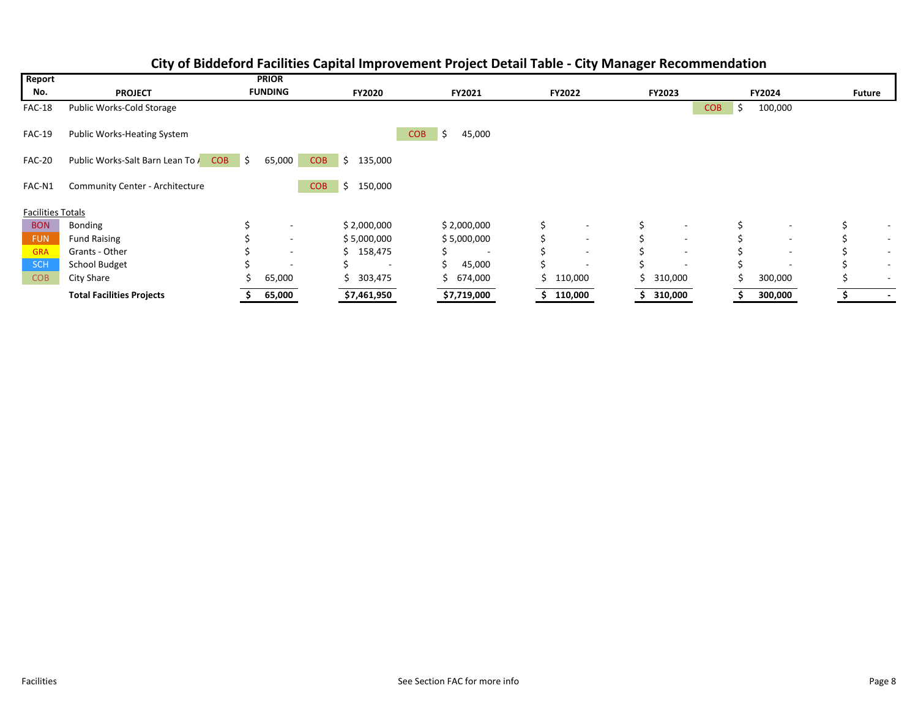# City of Biddeford Facilities Capital Improvement Project Detail Table - City Manager Recommendation

| Report No. | PROJECT | PRIOR FUNDING | FY2020 | FY2021 | FY2022 | FY2023 | FY2024 | Future |
|---|---|---|---|---|---|---|---|---|
| FAC-18 | Public Works-Cold Storage | | | | | | COB $ 100,000 | |
| FAC-19 | Public Works-Heating System | | | COB $ 45,000 | | | | |
| FAC-20 | Public Works-Salt Barn Lean To A | COB $ 65,000 | COB $ 135,000 | | | | | |
| FAC-N1 | Community Center - Architecture | | COB $ 150,000 | | | | | |
| **Facilities Totals** | | | | | | | | |
| BON | Bonding | $ - | $ 2,000,000 | $ 2,000,000 | $ - | $ - | $ - | $ - |
| FUN | Fund Raising | $ - | $ 5,000,000 | $ 5,000,000 | $ - | $ - | $ - | $ - |
| GRA | Grants - Other | $ - | $ 158,475 | $ - | $ - | $ - | $ - | $ - |
| SCH | School Budget | $ - | $ - | $ 45,000 | $ - | $ - | $ - | $ - |
| COB | City Share | $ 65,000 | $ 303,475 | $ 674,000 | $ 110,000 | $ 310,000 | $ 300,000 | $ - |
| | **Total Facilities Projects** | **$ 65,000** | **$7,461,950** | **$7,719,000** | **$ 110,000** | **$ 310,000** | **$ 300,000** | **$ -** |

Facilities

See Section FAC for more info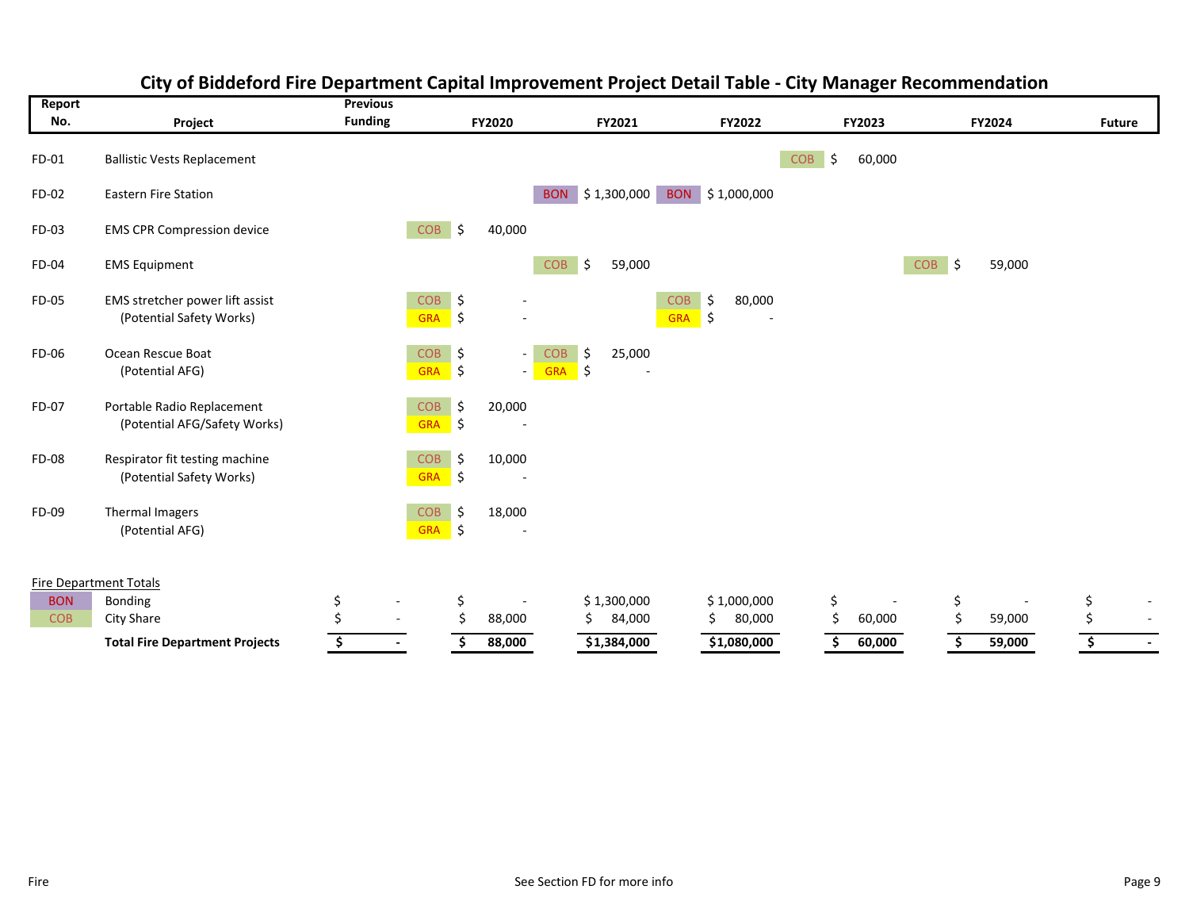# City of Biddeford Fire Department Capital Improvement Project Detail Table - City Manager Recommendation

| Report No. | Project | Previous Funding | FY2020 | | FY2021 | | FY2022 | | FY2023 | | FY2024 | | Future |
|---|---|---|---|---|---|---|---|---|---|---|---|---|---|
| FD-01 | Ballistic Vests Replacement | | | | | | | | COB | $ 60,000 | | | |
| FD-02 | Eastern Fire Station | | | | BON | $ 1,300,000 | BON | $ 1,000,000 | | | | | |
| FD-03 | EMS CPR Compression device | | COB | $ 40,000 | | | | | | | | | |
| FD-04 | EMS Equipment | | | | COB | $ 59,000 | | | | | COB | $ 59,000 | |
| FD-05 | EMS stretcher power lift assist | | COB | $ - | | | COB | $ 80,000 | | | | | |
| | (Potential Safety Works) | | GRA | $ - | | | GRA | $ - | | | | | |
| FD-06 | Ocean Rescue Boat | | COB | $ - | COB | $ 25,000 | | | | | | | |
| | (Potential AFG) | | GRA | $ - | GRA | $ - | | | | | | | |
| FD-07 | Portable Radio Replacement | | COB | $ 20,000 | | | | | | | | | |
| | (Potential AFG/Safety Works) | | GRA | $ - | | | | | | | | | |
| FD-08 | Respirator fit testing machine | | COB | $ 10,000 | | | | | | | | | |
| | (Potential Safety Works) | | GRA | $ - | | | | | | | | | |
| FD-09 | Thermal Imagers | | COB | $ 18,000 | | | | | | | | | |
| | (Potential AFG) | | GRA | $ - | | | | | | | | | |

Fire Department Totals

| | | Previous Funding | FY2020 | FY2021 | FY2022 | FY2023 | FY2024 | Future |
|---|---|---|---|---|---|---|---|---|
| BON | Bonding | $ - | $ - | $ 1,300,000 | $ 1,000,000 | $ - | $ - | $ - |
| COB | City Share | $ - | $ 88,000 | $ 84,000 | $ 80,000 | $ 60,000 | $ 59,000 | $ - |
| | **Total Fire Department Projects** | **$ -** | **$ 88,000** | **$1,384,000** | **$1,080,000** | **$ 60,000** | **$ 59,000** | **$ -** |

See Section FD for more info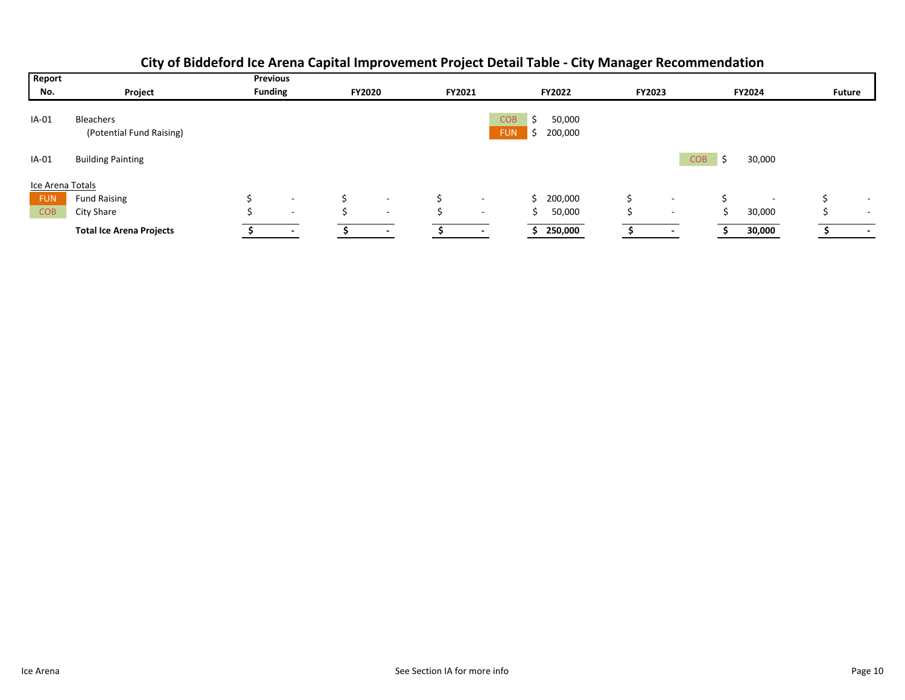# City of Biddeford Ice Arena Capital Improvement Project Detail Table - City Manager Recommendation

| Report No. | Project | Previous Funding | FY2020 | FY2021 | FY2022 | FY2023 | FY2024 | Future |
|---|---|---|---|---|---|---|---|---|
| IA-01 | Bleachers | | | COB | $ 50,000 | | | |
| | (Potential Fund Raising) | | | FUN | $ 200,000 | | | |
| IA-01 | Building Painting | | | | | COB | $ 30,000 | |
| Ice Arena Totals | | | | | | | | |
| FUN | Fund Raising | $ - | $ - | $ - | $ 200,000 | $ - | $ - | $ - |
| COB | City Share | $ - | $ - | $ - | $ 50,000 | $ - | $ 30,000 | $ - |
| | **Total Ice Arena Projects** | **$ -** | **$ -** | **$ -** | **$ 250,000** | **$ -** | **$ 30,000** | **$ -** |

Ice Arena

See Section IA for more info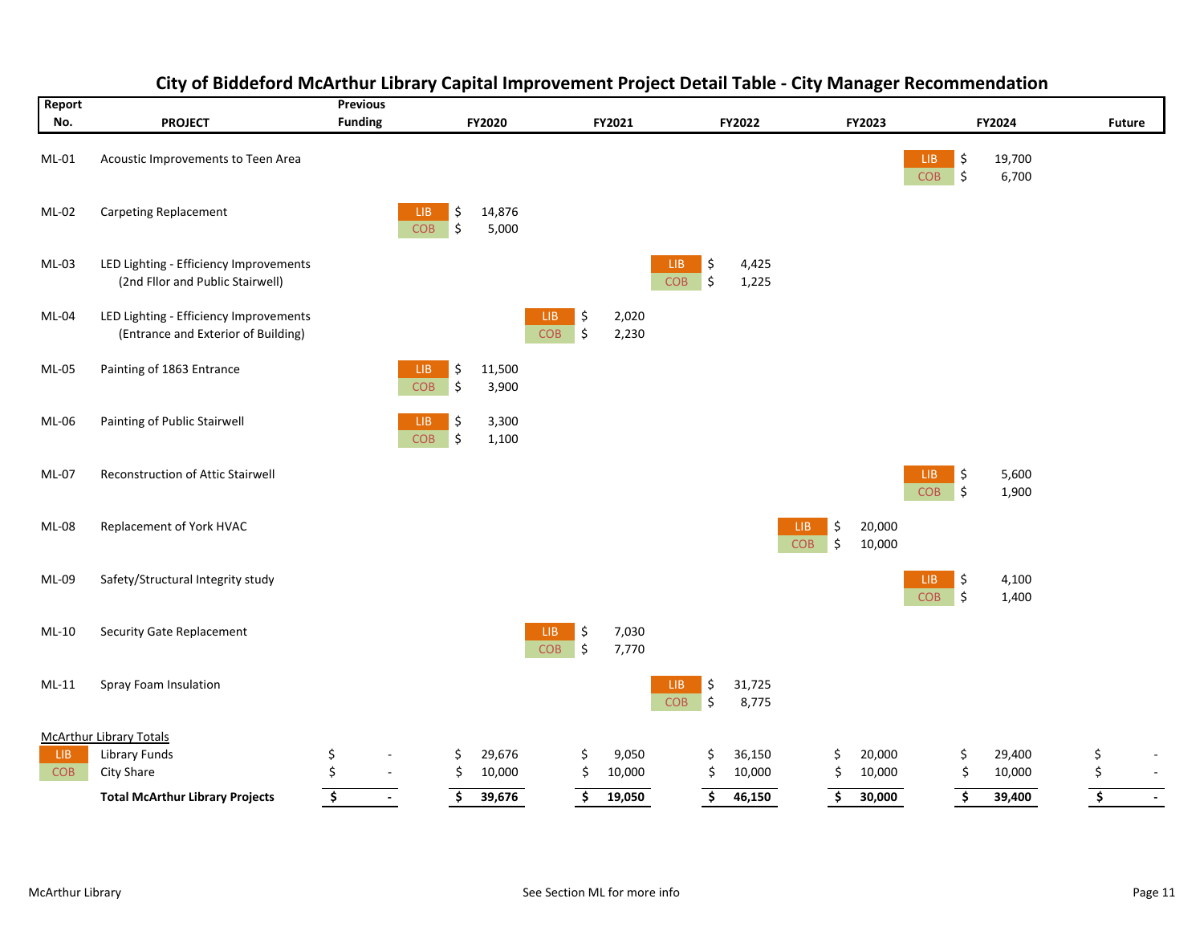# City of Biddeford McArthur Library Capital Improvement Project Detail Table - City Manager Recommendation

| Report No. | PROJECT | | Previous Funding | FY2020 | FY2021 | FY2022 | FY2023 | FY2024 | Future |
|---|---|---|---|---|---|---|---|---|---|
| ML-01 | Acoustic Improvements to Teen Area | LIB | | | | | | $ 19,700 | |
| | | COB | | | | | | $ 6,700 | |
| ML-02 | Carpeting Replacement | LIB | | $ 14,876 | | | | | |
| | | COB | | $ 5,000 | | | | | |
| ML-03 | LED Lighting - Efficiency Improvements (2nd Fllor and Public Stairwell) | LIB | | | | $ 4,425 | | | |
| | | COB | | | | $ 1,225 | | | |
| ML-04 | LED Lighting - Efficiency Improvements (Entrance and Exterior of Building) | LIB | | | $ 2,020 | | | | |
| | | COB | | | $ 2,230 | | | | |
| ML-05 | Painting of 1863 Entrance | LIB | | $ 11,500 | | | | | |
| | | COB | | $ 3,900 | | | | | |
| ML-06 | Painting of Public Stairwell | LIB | | $ 3,300 | | | | | |
| | | COB | | $ 1,100 | | | | | |
| ML-07 | Reconstruction of Attic Stairwell | LIB | | | | | | $ 5,600 | |
| | | COB | | | | | | $ 1,900 | |
| ML-08 | Replacement of York HVAC | LIB | | | | | $ 20,000 | | |
| | | COB | | | | | $ 10,000 | | |
| ML-09 | Safety/Structural Integrity study | LIB | | | | | | $ 4,100 | |
| | | COB | | | | | | $ 1,400 | |
| ML-10 | Security Gate Replacement | LIB | | | $ 7,030 | | | | |
| | | COB | | | $ 7,770 | | | | |
| ML-11 | Spray Foam Insulation | LIB | | | | $ 31,725 | | | |
| | | COB | | | | $ 8,775 | | | |
| | McArthur Library Totals | | | | | | | | |
| LIB | Library Funds | | $ - | $ 29,676 | $ 9,050 | $ 36,150 | $ 20,000 | $ 29,400 | $ - |
| COB | City Share | | $ - | $ 10,000 | $ 10,000 | $ 10,000 | $ 10,000 | $ 10,000 | $ - |
| | **Total McArthur Library Projects** | | **$ -** | **$ 39,676** | **$ 19,050** | **$ 46,150** | **$ 30,000** | **$ 39,400** | **$ -** |

McArthur Library

See Section ML for more info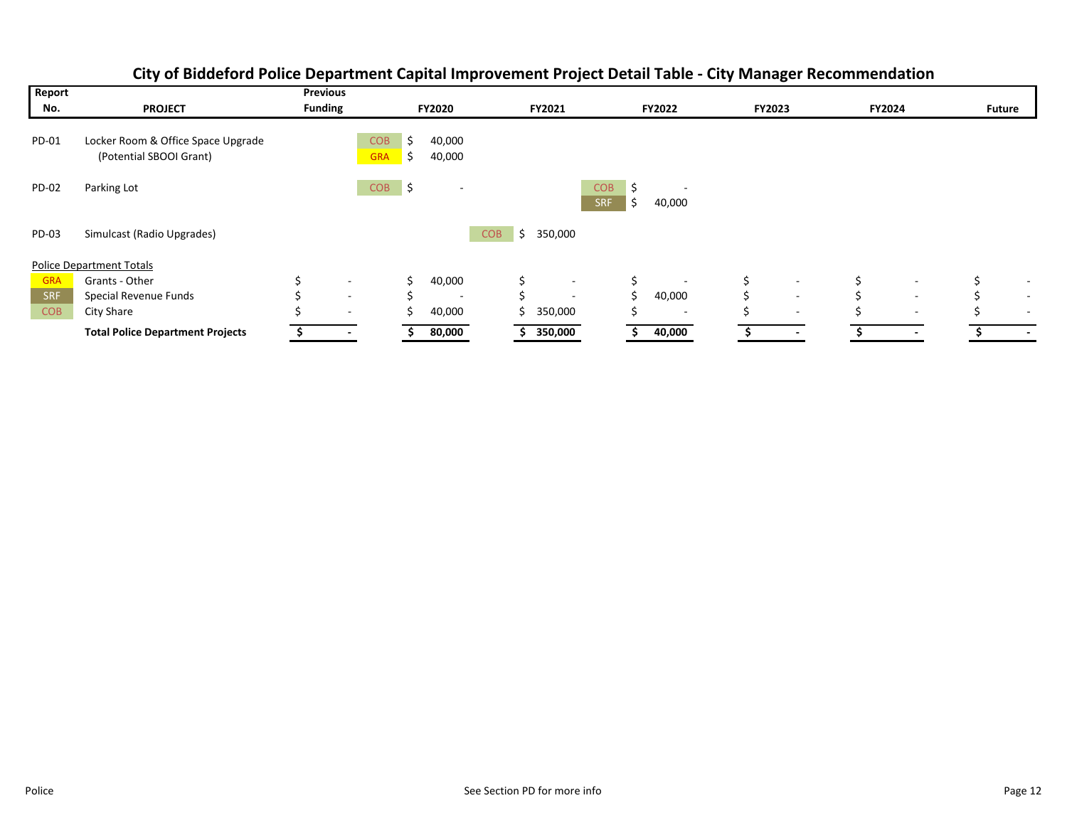# City of Biddeford Police Department Capital Improvement Project Detail Table - City Manager Recommendation

| Report No. | PROJECT | Previous Funding | FY2020 | FY2021 | FY2022 | FY2023 | FY2024 | Future |
|---|---|---|---|---|---|---|---|---|
| PD-01 | Locker Room & Office Space Upgrade | | COB $ 40,000 | | | | | |
| | (Potential SBOOI Grant) | | GRA $ 40,000 | | | | | |
| PD-02 | Parking Lot | | COB $ - | | COB $ - | | | |
| | | | | | SRF $ 40,000 | | | |
| PD-03 | Simulcast (Radio Upgrades) | | | COB $ 350,000 | | | | |
| | Police Department Totals | | | | | | | |
| GRA | Grants - Other | $ - | $ 40,000 | $ - | $ - | $ - | $ - | $ - |
| SRF | Special Revenue Funds | $ - | $ - | $ - | $ 40,000 | $ - | $ - | $ - |
| COB | City Share | $ - | $ 40,000 | $ 350,000 | $ - | $ - | $ - | $ - |
| | **Total Police Department Projects** | **$ -** | **$ 80,000** | **$ 350,000** | **$ 40,000** | **$ -** | **$ -** | **$ -** |

See Section PD for more info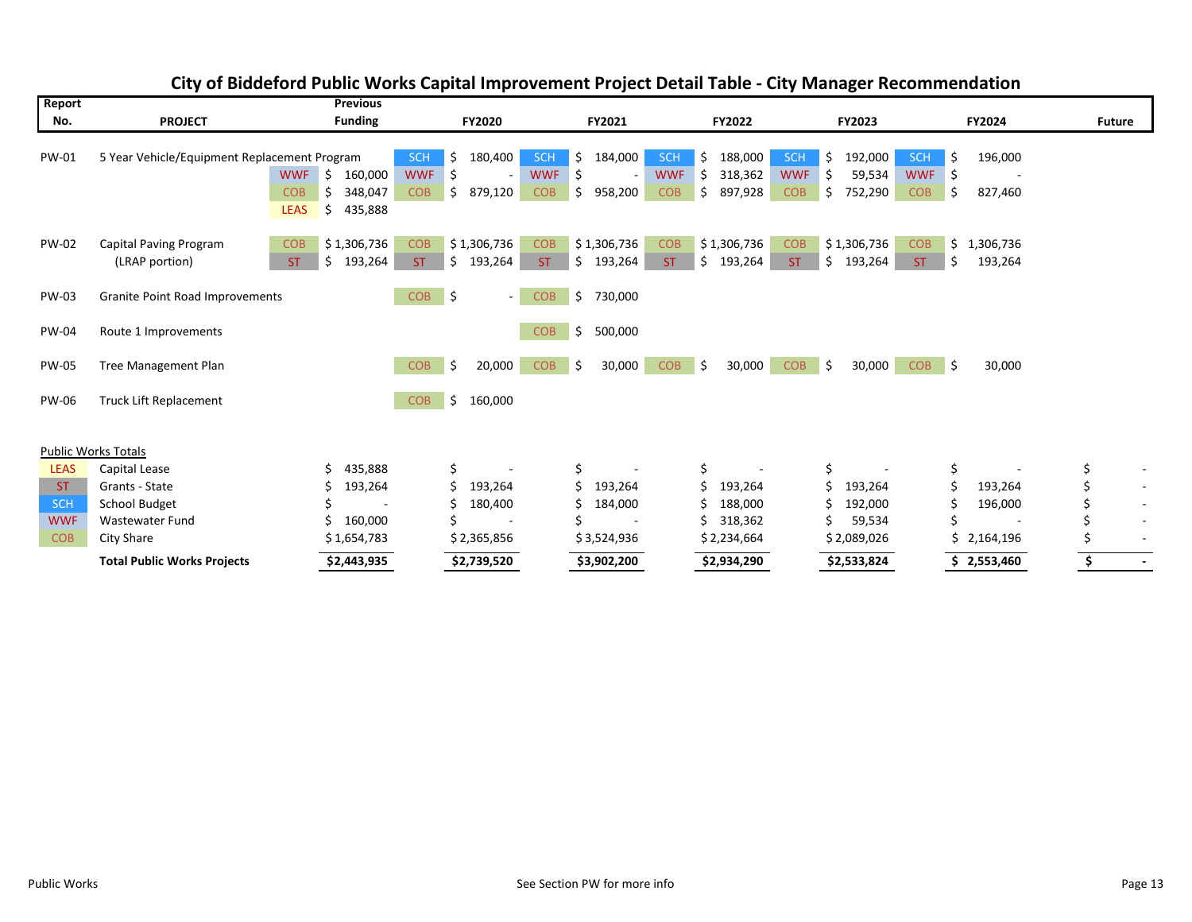# City of Biddeford Public Works Capital Improvement Project Detail Table - City Manager Recommendation

| Report No. | PROJECT | | Previous Funding | | FY2020 | | FY2021 | | FY2022 | | FY2023 | | FY2024 | Future |
|---|---|---|---|---|---|---|---|---|---|---|---|---|---|---|
| PW-01 | 5 Year Vehicle/Equipment Replacement Program | | | SCH | $ 180,400 | SCH | $ 184,000 | SCH | $ 188,000 | SCH | $ 192,000 | SCH | $ 196,000 | |
| | | WWF | $ 160,000 | WWF | $ - | WWF | $ - | WWF | $ 318,362 | WWF | $ 59,534 | WWF | $ - | |
| | | COB | $ 348,047 | COB | $ 879,120 | COB | $ 958,200 | COB | $ 897,928 | COB | $ 752,290 | COB | $ 827,460 | |
| | | LEAS | $ 435,888 | | | | | | | | | | | |
| PW-02 | Capital Paving Program | COB | $ 1,306,736 | COB | $ 1,306,736 | COB | $ 1,306,736 | COB | $ 1,306,736 | COB | $ 1,306,736 | COB | $ 1,306,736 | |
| | (LRAP portion) | ST | $ 193,264 | ST | $ 193,264 | ST | $ 193,264 | ST | $ 193,264 | ST | $ 193,264 | ST | $ 193,264 | |
| PW-03 | Granite Point Road Improvements | | | COB | $ - | COB | $ 730,000 | | | | | | | |
| PW-04 | Route 1 Improvements | | | | | COB | $ 500,000 | | | | | | | |
| PW-05 | Tree Management Plan | | | COB | $ 20,000 | COB | $ 30,000 | COB | $ 30,000 | COB | $ 30,000 | COB | $ 30,000 | |
| PW-06 | Truck Lift Replacement | | | COB | $ 160,000 | | | | | | | | | |

**Public Works Totals**

| | | Previous Funding | FY2020 | FY2021 | FY2022 | FY2023 | FY2024 | Future |
|---|---|---|---|---|---|---|---|---|
| LEAS | Capital Lease | $ 435,888 | $ - | $ - | $ - | $ - | $ - | $ - |
| ST | Grants - State | $ 193,264 | $ 193,264 | $ 193,264 | $ 193,264 | $ 193,264 | $ 193,264 | $ - |
| SCH | School Budget | $ - | $ 180,400 | $ 184,000 | $ 188,000 | $ 192,000 | $ 196,000 | $ - |
| WWF | Wastewater Fund | $ 160,000 | $ - | $ - | $ 318,362 | $ 59,534 | $ - | $ - |
| COB | City Share | $ 1,654,783 | $ 2,365,856 | $ 3,524,936 | $ 2,234,664 | $ 2,089,026 | $ 2,164,196 | $ - |
| | **Total Public Works Projects** | **$2,443,935** | **$2,739,520** | **$3,902,200** | **$2,934,290** | **$2,533,824** | **$ 2,553,460** | **$ -** |

Public Works

See Section PW for more info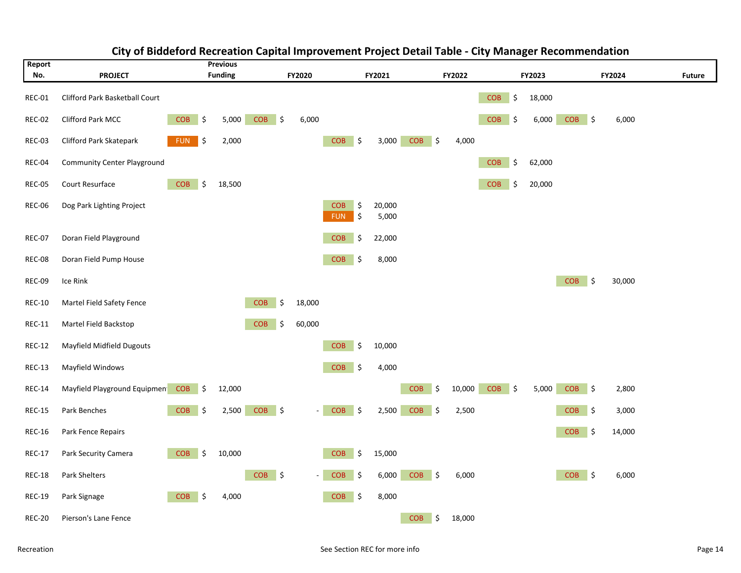# City of Biddeford Recreation Capital Improvement Project Detail Table - City Manager Recommendation

| Report No. | PROJECT | Previous Funding | FY2020 | FY2021 | FY2022 | FY2023 | FY2024 | Future |
|---|---|---|---|---|---|---|---|---|
| REC-01 | Clifford Park Basketball Court | | | | | COB $ 18,000 | | |
| REC-02 | Clifford Park MCC | COB $ 5,000 | COB $ 6,000 | | | COB $ 6,000 | COB $ 6,000 | |
| REC-03 | Clifford Park Skatepark | FUN $ 2,000 | | COB $ 3,000 | COB $ 4,000 | | | |
| REC-04 | Community Center Playground | | | | | COB $ 62,000 | | |
| REC-05 | Court Resurface | COB $ 18,500 | | | | COB $ 20,000 | | |
| REC-06 | Dog Park Lighting Project | | | COB $ 20,000<br>FUN $ 5,000 | | | | |
| REC-07 | Doran Field Playground | | | COB $ 22,000 | | | | |
| REC-08 | Doran Field Pump House | | | COB $ 8,000 | | | | |
| REC-09 | Ice Rink | | | | | | COB $ 30,000 | |
| REC-10 | Martel Field Safety Fence | | COB $ 18,000 | | | | | |
| REC-11 | Martel Field Backstop | | COB $ 60,000 | | | | | |
| REC-12 | Mayfield Midfield Dugouts | | | COB $ 10,000 | | | | |
| REC-13 | Mayfield Windows | | | COB $ 4,000 | | | | |
| REC-14 | Mayfield Playground Equipment | COB $ 12,000 | | | COB $ 10,000 | COB $ 5,000 | COB $ 2,800 | |
| REC-15 | Park Benches | COB $ 2,500 | COB $ - | COB $ 2,500 | COB $ 2,500 | | COB $ 3,000 | |
| REC-16 | Park Fence Repairs | | | | | | COB $ 14,000 | |
| REC-17 | Park Security Camera | COB $ 10,000 | | COB $ 15,000 | | | | |
| REC-18 | Park Shelters | | COB $ - | COB $ 6,000 | COB $ 6,000 | | COB $ 6,000 | |
| REC-19 | Park Signage | COB $ 4,000 | | COB $ 8,000 | | | | |
| REC-20 | Pierson's Lane Fence | | | | COB $ 18,000 | | | |

Recreation — See Section REC for more info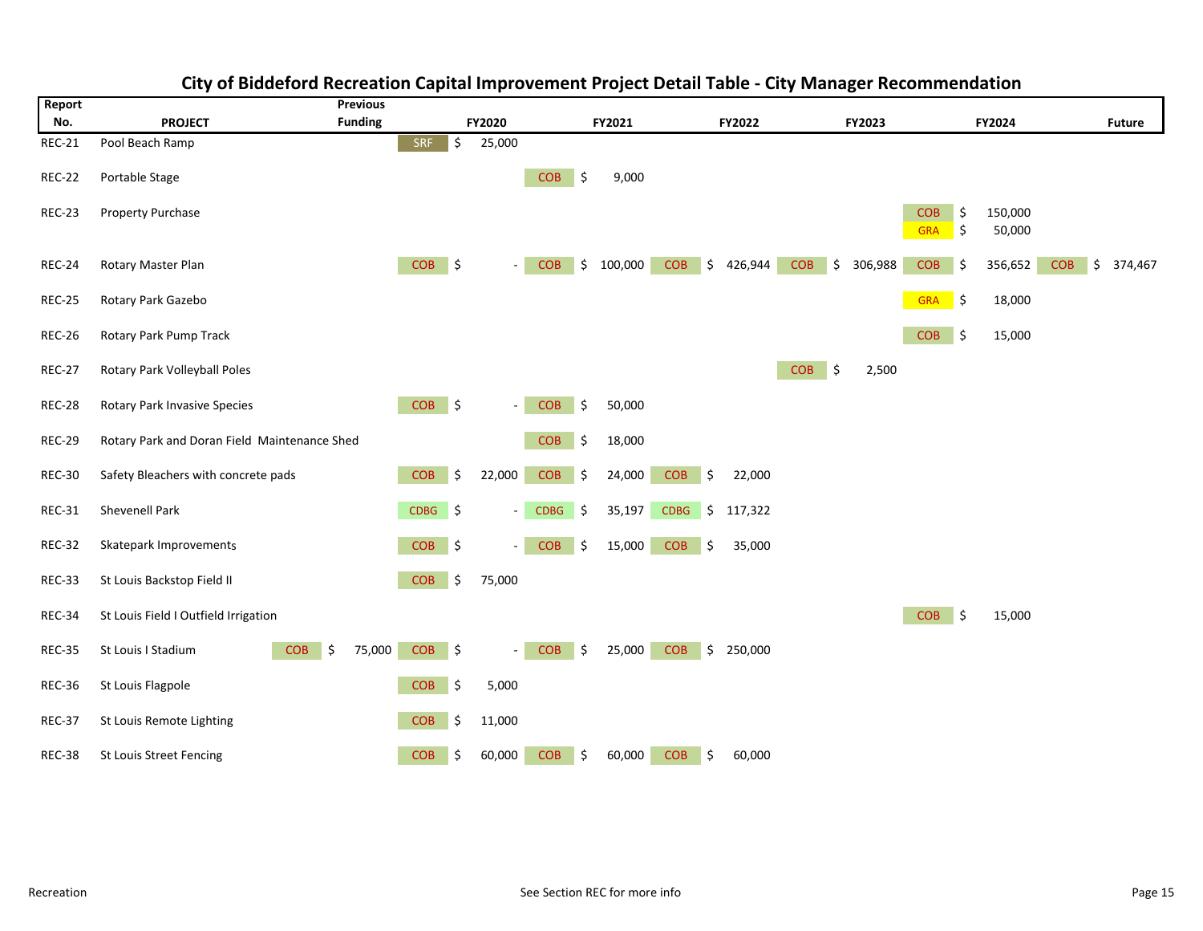# City of Biddeford Recreation Capital Improvement Project Detail Table - City Manager Recommendation

| Report No. | PROJECT | Previous Funding | FY2020 | FY2021 | FY2022 | FY2023 | FY2024 | Future |
|---|---|---|---|---|---|---|---|---|
| REC-21 | Pool Beach Ramp | | SRF $ 25,000 | | | | | |
| REC-22 | Portable Stage | | | COB $ 9,000 | | | | |
| REC-23 | Property Purchase | | | | | | COB $ 150,000<br>GRA $ 50,000 | |
| REC-24 | Rotary Master Plan | | COB $ - | COB $ 100,000 | COB $ 426,944 | COB $ 306,988 | COB $ 356,652 | COB $ 374,467 |
| REC-25 | Rotary Park Gazebo | | | | | | GRA $ 18,000 | |
| REC-26 | Rotary Park Pump Track | | | | | | COB $ 15,000 | |
| REC-27 | Rotary Park Volleyball Poles | | | | | COB $ 2,500 | | |
| REC-28 | Rotary Park Invasive Species | | COB $ - | COB $ 50,000 | | | | |
| REC-29 | Rotary Park and Doran Field Maintenance Shed | | | COB $ 18,000 | | | | |
| REC-30 | Safety Bleachers with concrete pads | | COB $ 22,000 | COB $ 24,000 | COB $ 22,000 | | | |
| REC-31 | Shevenell Park | | CDBG $ - | CDBG $ 35,197 | CDBG $ 117,322 | | | |
| REC-32 | Skatepark Improvements | | COB $ - | COB $ 15,000 | COB $ 35,000 | | | |
| REC-33 | St Louis Backstop Field II | | COB $ 75,000 | | | | | |
| REC-34 | St Louis Field I Outfield Irrigation | | | | | | COB $ 15,000 | |
| REC-35 | St Louis I Stadium | COB $ 75,000 | COB $ - | COB $ 25,000 | COB $ 250,000 | | | |
| REC-36 | St Louis Flagpole | | COB $ 5,000 | | | | | |
| REC-37 | St Louis Remote Lighting | | COB $ 11,000 | | | | | |
| REC-38 | St Louis Street Fencing | | COB $ 60,000 | COB $ 60,000 | COB $ 60,000 | | | |

Recreation — See Section REC for more info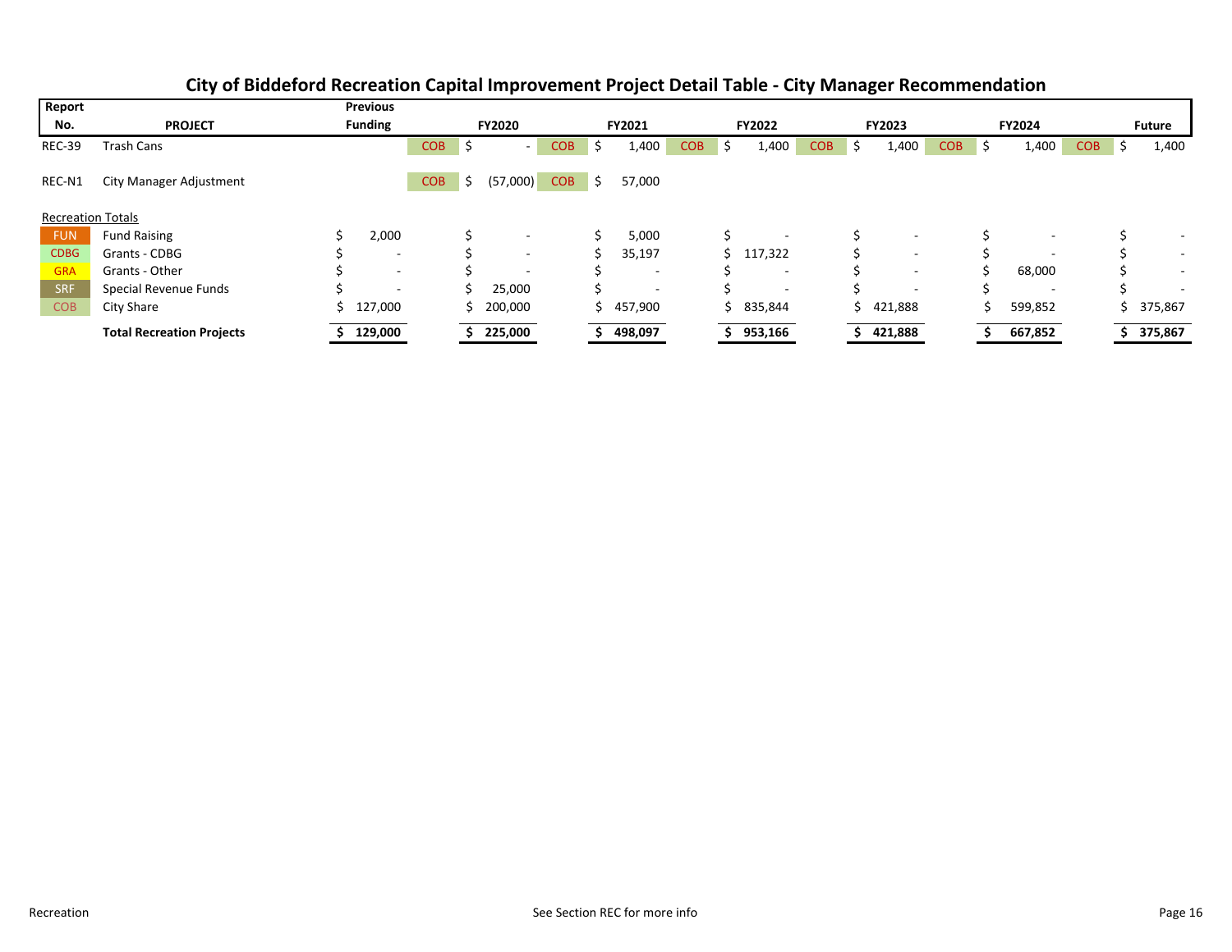# City of Biddeford Recreation Capital Improvement Project Detail Table - City Manager Recommendation

| Report No. | PROJECT | Previous Funding | | FY2020 | | FY2021 | | FY2022 | | FY2023 | | FY2024 | | Future |
|---|---|---|---|---|---|---|---|---|---|---|---|---|---|---|
| REC-39 | Trash Cans | | COB | $ - | COB | $ 1,400 | COB | $ 1,400 | COB | $ 1,400 | COB | $ 1,400 | COB | $ 1,400 |
| REC-N1 | City Manager Adjustment | | COB | $ (57,000) | COB | $ 57,000 | | | | | | | | |
| Recreation Totals | | | | | | | | | | | | | | |
| FUN | Fund Raising | $ 2,000 | | $ - | | $ 5,000 | | $ - | | $ - | | $ - | | $ - |
| CDBG | Grants - CDBG | $ - | | $ - | | $ 35,197 | | $ 117,322 | | $ - | | $ - | | $ - |
| GRA | Grants - Other | $ - | | $ - | | $ - | | $ - | | $ - | | $ 68,000 | | $ - |
| SRF | Special Revenue Funds | $ - | | $ 25,000 | | $ - | | $ - | | $ - | | $ - | | $ - |
| COB | City Share | $ 127,000 | | $ 200,000 | | $ 457,900 | | $ 835,844 | | $ 421,888 | | $ 599,852 | | $ 375,867 |
| | **Total Recreation Projects** | **$ 129,000** | | **$ 225,000** | | **$ 498,097** | | **$ 953,166** | | **$ 421,888** | | **$ 667,852** | | **$ 375,867** |

Recreation — See Section REC for more info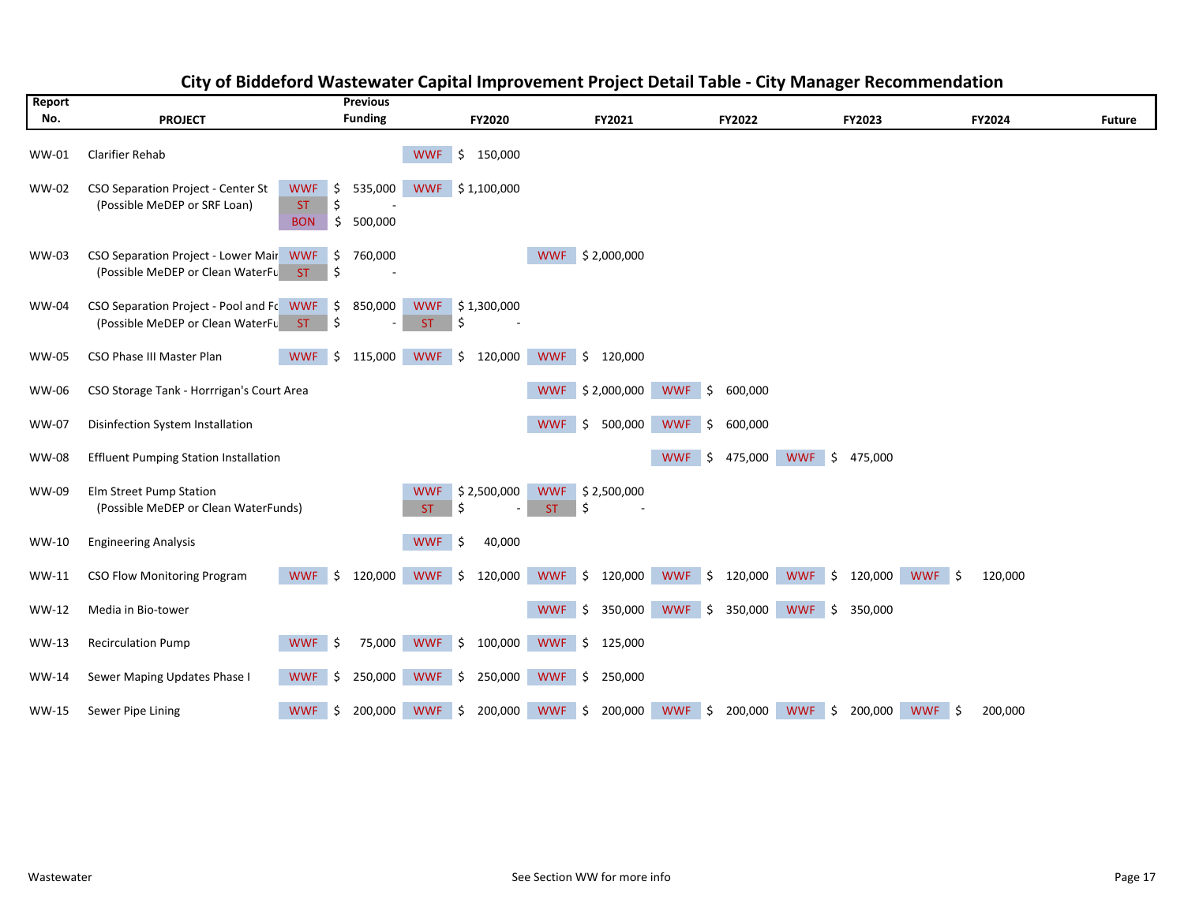# City of Biddeford Wastewater Capital Improvement Project Detail Table - City Manager Recommendation

| Report No. | PROJECT | Previous Funding | | FY2020 | | FY2021 | | FY2022 | | FY2023 | | FY2024 | | Future |
|---|---|---|---|---|---|---|---|---|---|---|---|---|---|---|
| WW-01 | Clarifier Rehab | | | WWF | $ 150,000 | | | | | | | | | |
| WW-02 | CSO Separation Project - Center St | WWF | $ 535,000 | WWF | $ 1,100,000 | | | | | | | | | |
| | (Possible MeDEP or SRF Loan) | ST | $ - | | | | | | | | | | | |
| | | BON | $ 500,000 | | | | | | | | | | | |
| WW-03 | CSO Separation Project - Lower Mair | WWF | $ 760,000 | | | WWF | $ 2,000,000 | | | | | | | |
| | (Possible MeDEP or Clean WaterFu | ST | $ - | | | | | | | | | | | |
| WW-04 | CSO Separation Project - Pool and Fc | WWF | $ 850,000 | WWF | $ 1,300,000 | | | | | | | | | |
| | (Possible MeDEP or Clean WaterFu | ST | $ - | ST | $ - | | | | | | | | | |
| WW-05 | CSO Phase III Master Plan | WWF | $ 115,000 | WWF | $ 120,000 | WWF | $ 120,000 | | | | | | | |
| WW-06 | CSO Storage Tank - Horrrigan's Court Area | | | | | WWF | $ 2,000,000 | WWF | $ 600,000 | | | | | |
| WW-07 | Disinfection System Installation | | | | | WWF | $ 500,000 | WWF | $ 600,000 | | | | | |
| WW-08 | Effluent Pumping Station Installation | | | | | | | WWF | $ 475,000 | WWF | $ 475,000 | | | |
| WW-09 | Elm Street Pump Station | | | WWF | $ 2,500,000 | WWF | $ 2,500,000 | | | | | | | |
| | (Possible MeDEP or Clean WaterFunds) | | | ST | $ - | ST | $ - | | | | | | | |
| WW-10 | Engineering Analysis | | | WWF | $ 40,000 | | | | | | | | | |
| WW-11 | CSO Flow Monitoring Program | WWF | $ 120,000 | WWF | $ 120,000 | WWF | $ 120,000 | WWF | $ 120,000 | WWF | $ 120,000 | WWF | $ 120,000 | |
| WW-12 | Media in Bio-tower | | | | | WWF | $ 350,000 | WWF | $ 350,000 | WWF | $ 350,000 | | | |
| WW-13 | Recirculation Pump | WWF | $ 75,000 | WWF | $ 100,000 | WWF | $ 125,000 | | | | | | | |
| WW-14 | Sewer Maping Updates Phase I | WWF | $ 250,000 | WWF | $ 250,000 | WWF | $ 250,000 | | | | | | | |
| WW-15 | Sewer Pipe Lining | WWF | $ 200,000 | WWF | $ 200,000 | WWF | $ 200,000 | WWF | $ 200,000 | WWF | $ 200,000 | WWF | $ 200,000 | |

Wastewater — See Section WW for more info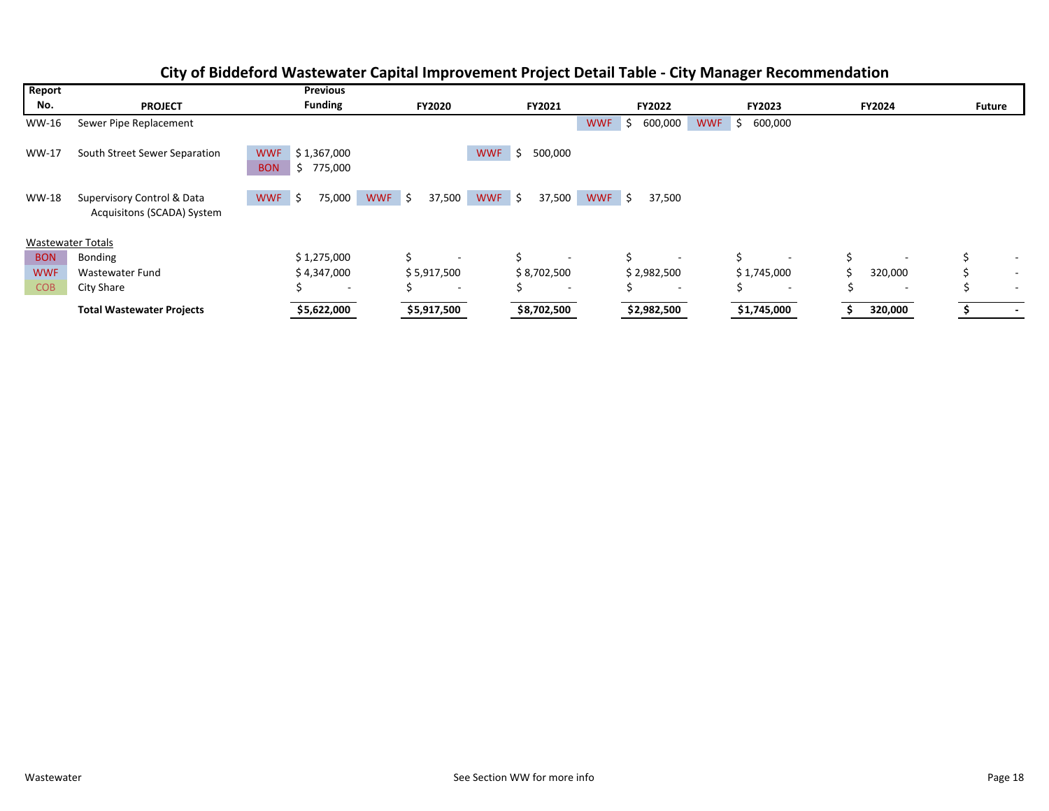# City of Biddeford Wastewater Capital Improvement Project Detail Table - City Manager Recommendation

| Report No. | PROJECT | | Previous Funding | | FY2020 | | FY2021 | | FY2022 | | FY2023 | FY2024 | Future |
|---|---|---|---|---|---|---|---|---|---|---|---|---|---|
| WW-16 | Sewer Pipe Replacement | | | | | | | WWF | $ 600,000 | WWF | $ 600,000 | | |
| WW-17 | South Street Sewer Separation | WWF | $ 1,367,000 | | | WWF | $ 500,000 | | | | | | |
| | | BON | $ 775,000 | | | | | | | | | | |
| WW-18 | Supervisory Control & Data Acquisitons (SCADA) System | WWF | $ 75,000 | WWF | $ 37,500 | WWF | $ 37,500 | WWF | $ 37,500 | | | | |
| Wastewater Totals | | | | | | | | | | | | | |
| BON | Bonding | | $ 1,275,000 | | $ - | | $ - | | $ - | | $ - | $ - | $ - |
| WWF | Wastewater Fund | | $ 4,347,000 | | $ 5,917,500 | | $ 8,702,500 | | $ 2,982,500 | | $ 1,745,000 | $ 320,000 | $ - |
| COB | City Share | | $ - | | $ - | | $ - | | $ - | | $ - | $ - | $ - |
| | **Total Wastewater Projects** | | **$5,622,000** | | **$5,917,500** | | **$8,702,500** | | **$2,982,500** | | **$1,745,000** | **$ 320,000** | **$ -** |

Wastewater

See Section WW for more info